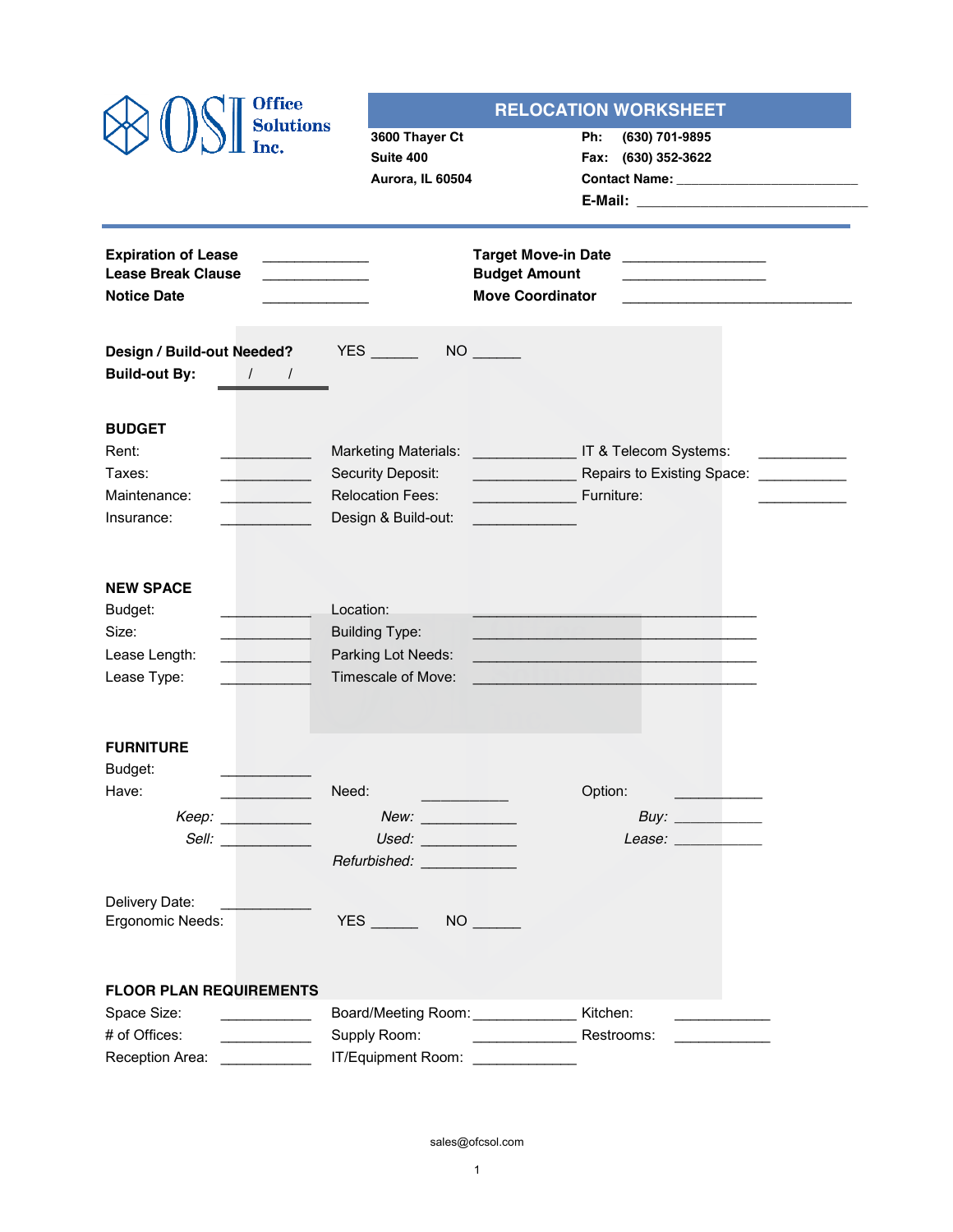Office Solutions Inc.

# RELOCATION WORKSHEET

3600 Thayer Ct
Suite 400
Aurora, IL 60504

**Ph:** (630) 701-9895
**Fax:** (630) 352-3622
**Contact Name:** ________________________
**E-Mail:** ____________________________

**Expiration of Lease** _____________
**Lease Break Clause** _____________
**Notice Date** _____________

**Target Move-in Date** _________________
**Budget Amount** _________________
**Move Coordinator** ______________________________

**Design / Build-out Needed?** YES ______ NO ______
**Build-out By:** / /

## BUDGET

| | | | | | |
|---|---|---|---|---|---|
| Rent: | ___________ | Marketing Materials: | ____________ | IT & Telecom Systems: | ___________ |
| Taxes: | ___________ | Security Deposit: | ____________ | Repairs to Existing Space: | ___________ |
| Maintenance: | ___________ | Relocation Fees: | ____________ | Furniture: | ___________ |
| Insurance: | ___________ | Design & Build-out: | ____________ | | |

## NEW SPACE

| | | | |
|---|---|---|---|
| Budget: | ___________ | Location: | _________________________________ |
| Size: | ___________ | Building Type: | _________________________________ |
| Lease Length: | ___________ | Parking Lot Needs: | _________________________________ |
| Lease Type: | ___________ | Timescale of Move: | _________________________________ |

## FURNITURE

Budget: ___________

| | | | | | |
|---|---|---|---|---|---|
| Have: | ___________ | Need: | ___________ | Option: | ___________ |
| *Keep:* | ___________ | *New:* | ___________ | *Buy:* | ___________ |
| *Sell:* | ___________ | *Used:* | ___________ | *Lease:* | ___________ |
| | | *Refurbished:* | ___________ | | |

Delivery Date: ___________
Ergonomic Needs: YES ______ NO ______

## FLOOR PLAN REQUIREMENTS

| | | | | | |
|---|---|---|---|---|---|
| Space Size: | ___________ | Board/Meeting Room: | ____________ | Kitchen: | ___________ |
| # of Offices: | ___________ | Supply Room: | ____________ | Restrooms: | ___________ |
| Reception Area: | ___________ | IT/Equipment Room: | ____________ | | |

sales@ofcsol.com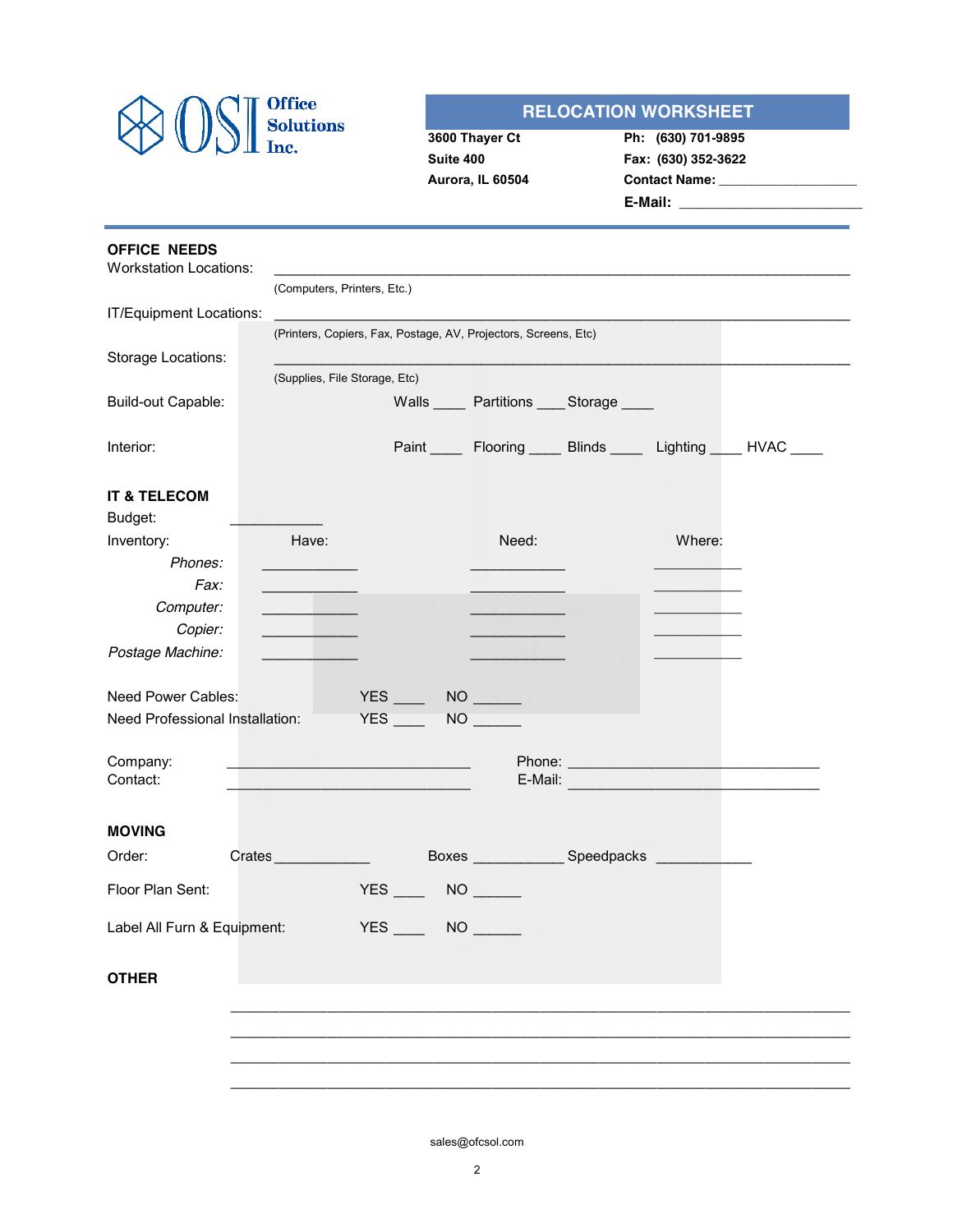Office Solutions Inc.

## RELOCATION WORKSHEET

**3600 Thayer Ct**
**Suite 400**
**Aurora, IL 60504**

**Ph: (630) 701-9895**
**Fax: (630) 352-3622**
**Contact Name:** ___________________
**E-Mail:** ________________________

---

### OFFICE NEEDS

Workstation Locations: ______________________________________________________________
(Computers, Printers, Etc.)

IT/Equipment Locations: ______________________________________________________________
(Printers, Copiers, Fax, Postage, AV, Projectors, Screens, Etc)

Storage Locations: ______________________________________________________________
(Supplies, File Storage, Etc)

Build-out Capable: Walls ____ Partitions ____ Storage ____

Interior: Paint ____ Flooring ____ Blinds ____ Lighting ____ HVAC ____

### IT & TELECOM

Budget: ____________

Inventory:

| | Have: | Need: | Where: |
|---|---|---|---|
| *Phones:* | ____________ | ____________ | ___________ |
| *Fax:* | ____________ | ____________ | ___________ |
| *Computer:* | ____________ | ____________ | ___________ |
| *Copier:* | ____________ | ____________ | ___________ |
| *Postage Machine:* | ____________ | ____________ | ___________ |

Need Power Cables: YES ____ NO ______

Need Professional Installation: YES ____ NO ______

Company: ________________________________ Phone: ________________________________

Contact: ________________________________ E-Mail: ________________________________

### MOVING

Order: Crates ____________ Boxes ____________ Speedpacks ____________

Floor Plan Sent: YES ____ NO ______

Label All Furn & Equipment: YES ____ NO ______

### OTHER

______________________________________________________________________________

______________________________________________________________________________

______________________________________________________________________________

______________________________________________________________________________

sales@ofcsol.com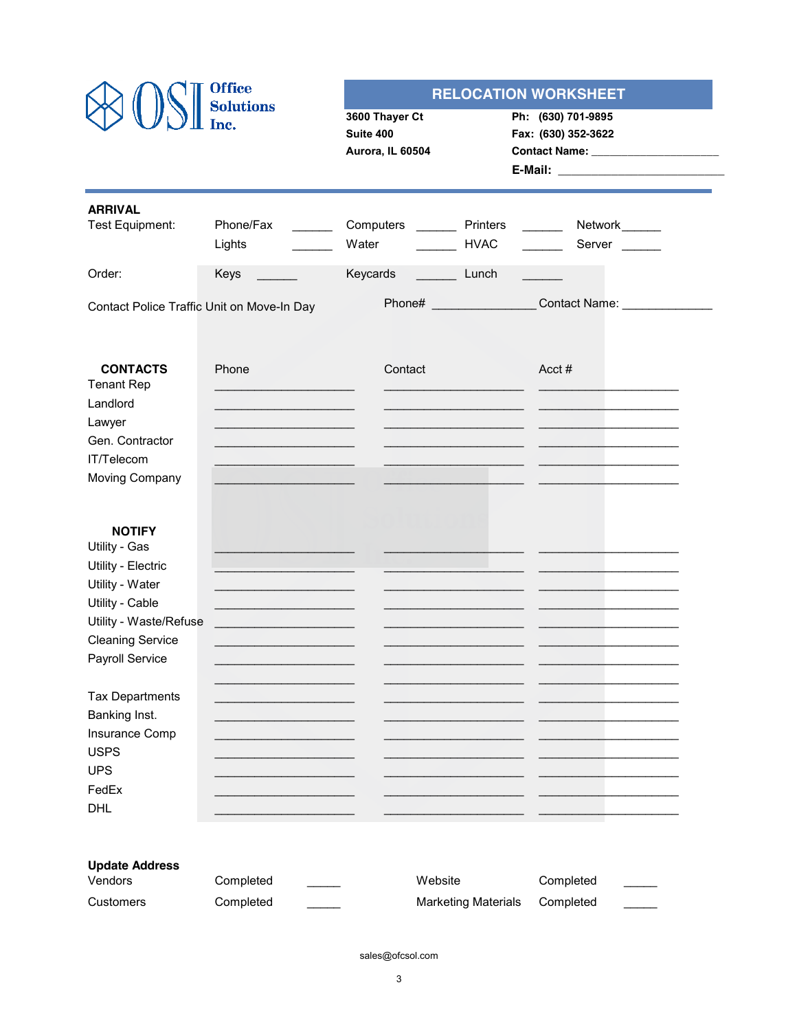Office Solutions Inc.

# RELOCATION WORKSHEET

**3600 Thayer Ct**
**Suite 400**
**Aurora, IL 60504**

**Ph: (630) 701-9895**
**Fax: (630) 352-3622**
**Contact Name:** ____________________
**E-Mail:** ___________________________

**ARRIVAL**

| Test Equipment: | Phone/Fax ______ | Computers ______ | Printers ______ | Network ______ |
|---|---|---|---|---|
| | Lights ______ | Water ______ | HVAC ______ | Server ______ |
| Order: | Keys ______ | Keycards ______ | Lunch ______ | |

Contact Police Traffic Unit on Move-In Day     Phone# ________________ Contact Name: ______________

| **CONTACTS** | Phone | Contact | Acct # |
|---|---|---|---|
| Tenant Rep | ______________________ | ______________________ | ______________________ |
| Landlord | ______________________ | ______________________ | ______________________ |
| Lawyer | ______________________ | ______________________ | ______________________ |
| Gen. Contractor | ______________________ | ______________________ | ______________________ |
| IT/Telecom | ______________________ | ______________________ | ______________________ |
| Moving Company | ______________________ | ______________________ | ______________________ |

| **NOTIFY** | | | |
|---|---|---|---|
| Utility - Gas | ______________________ | ______________________ | ______________________ |
| Utility - Electric | ______________________ | ______________________ | ______________________ |
| Utility - Water | ______________________ | ______________________ | ______________________ |
| Utility - Cable | ______________________ | ______________________ | ______________________ |
| Utility - Waste/Refuse | ______________________ | ______________________ | ______________________ |
| Cleaning Service | ______________________ | ______________________ | ______________________ |
| Payroll Service | ______________________ | ______________________ | ______________________ |
| | ______________________ | ______________________ | ______________________ |
| Tax Departments | ______________________ | ______________________ | ______________________ |
| Banking Inst. | ______________________ | ______________________ | ______________________ |
| Insurance Comp | ______________________ | ______________________ | ______________________ |
| USPS | ______________________ | ______________________ | ______________________ |
| UPS | ______________________ | ______________________ | ______________________ |
| FedEx | ______________________ | ______________________ | ______________________ |
| DHL | ______________________ | ______________________ | ______________________ |

**Update Address**

| Vendors | Completed _____ | Website | Completed _____ |
|---|---|---|---|
| Customers | Completed _____ | Marketing Materials | Completed _____ |

sales@ofcsol.com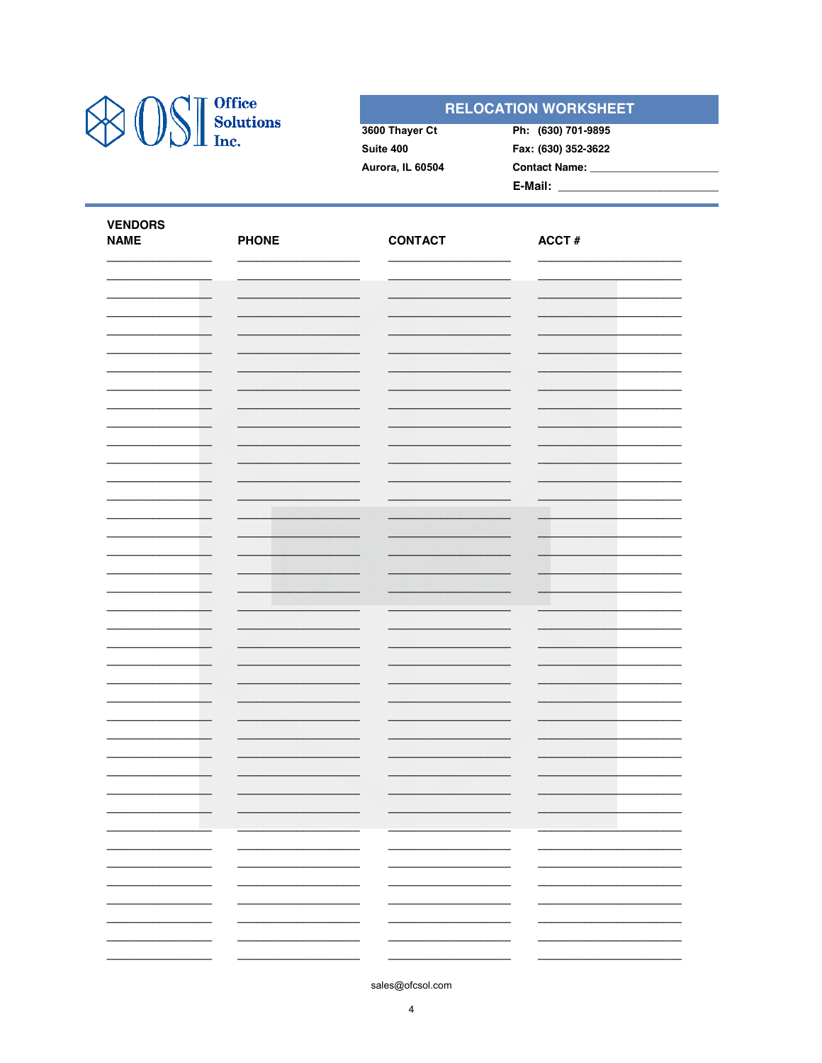Office Solutions Inc.

## RELOCATION WORKSHEET

3600 Thayer Ct
Suite 400
Aurora, IL 60504

Ph: (630) 701-9895
Fax: (630) 352-3622
Contact Name: ____________________
E-Mail: ________________________

| VENDORS NAME | PHONE | CONTACT | ACCT # |
|---|---|---|---|
| | | | |
| | | | |
| | | | |
| | | | |
| | | | |
| | | | |
| | | | |
| | | | |
| | | | |
| | | | |
| | | | |
| | | | |
| | | | |
| | | | |
| | | | |
| | | | |
| | | | |
| | | | |
| | | | |
| | | | |
| | | | |
| | | | |
| | | | |
| | | | |
| | | | |
| | | | |
| | | | |
| | | | |
| | | | |
| | | | |
| | | | |
| | | | |
| | | | |
| | | | |
| | | | |
| | | | |
| | | | |
| | | | |

sales@ofcsol.com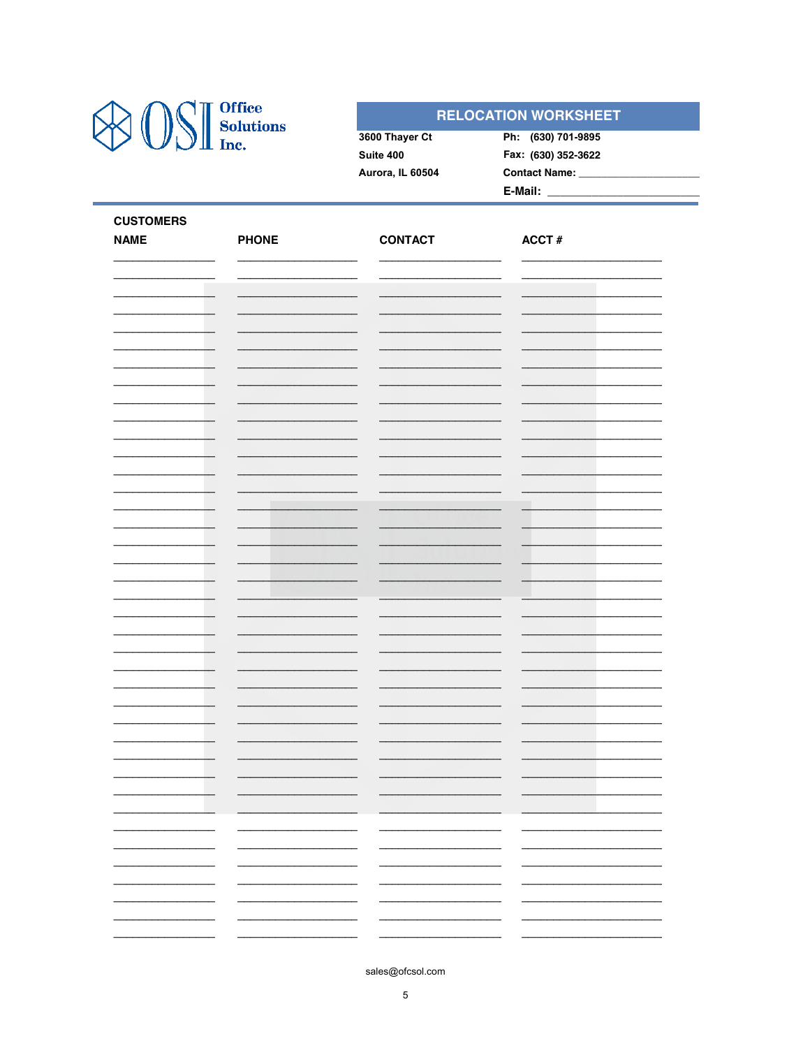Office Solutions Inc.

## RELOCATION WORKSHEET

3600 Thayer Ct
Suite 400
Aurora, IL 60504

**Ph:** (630) 701-9895
**Fax:** (630) 352-3622
**Contact Name:** ____________________
**E-Mail:** ______________________

**CUSTOMERS**

| NAME | PHONE | CONTACT | ACCT # |
|---|---|---|---|
| | | | |
| | | | |
| | | | |
| | | | |
| | | | |
| | | | |
| | | | |
| | | | |
| | | | |
| | | | |
| | | | |
| | | | |
| | | | |
| | | | |
| | | | |
| | | | |
| | | | |
| | | | |
| | | | |
| | | | |
| | | | |
| | | | |
| | | | |
| | | | |
| | | | |
| | | | |
| | | | |
| | | | |
| | | | |
| | | | |
| | | | |
| | | | |
| | | | |
| | | | |
| | | | |
| | | | |
| | | | |
| | | | |
| | | | |

sales@ofcsol.com